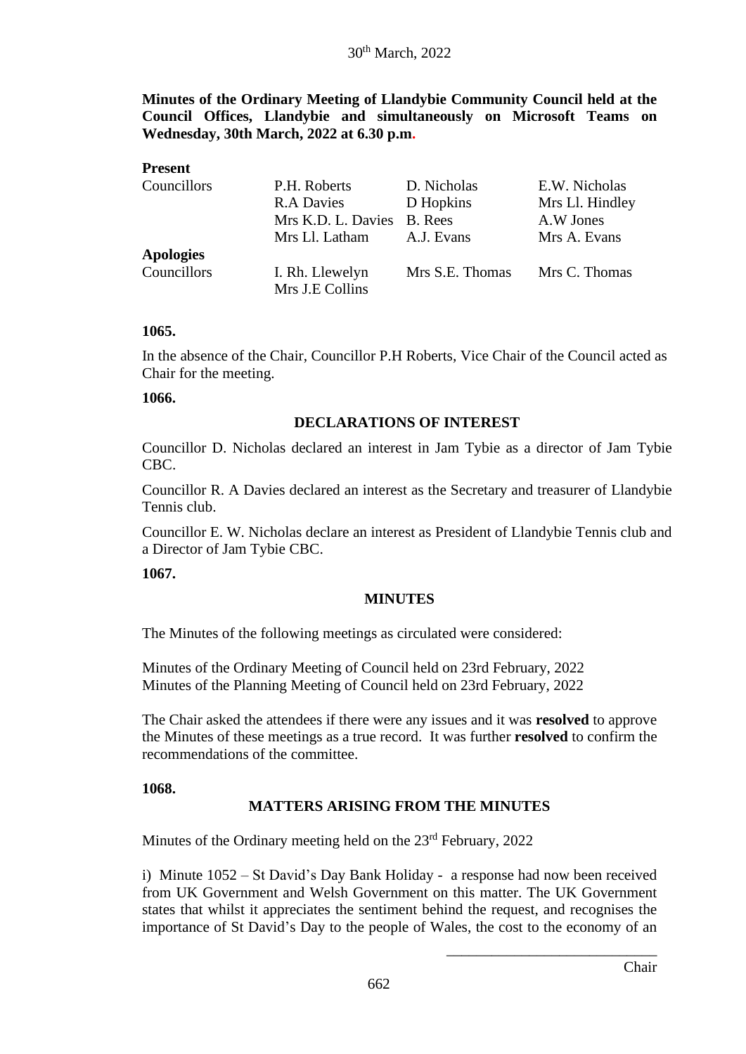30th March, 2022

**Minutes of the Ordinary Meeting of Llandybie Community Council held at the Council Offices, Llandybie and simultaneously on Microsoft Teams on Wednesday, 30th March, 2022 at 6.30 p.m.**

**Present**

| | | | |
|---|---|---|---|
| Councillors | P.H. Roberts | D. Nicholas | E.W. Nicholas |
| | R.A Davies | D Hopkins | Mrs Ll. Hindley |
| | Mrs K.D. L. Davies | B. Rees | A.W Jones |
| | Mrs Ll. Latham | A.J. Evans | Mrs A. Evans |

**Apologies**

| | | | |
|---|---|---|---|
| Councillors | I. Rh. Llewelyn | Mrs S.E. Thomas | Mrs C. Thomas |
| | Mrs J.E Collins | | |

**1065.**

In the absence of the Chair, Councillor P.H Roberts, Vice Chair of the Council acted as Chair for the meeting.

**1066.**

## DECLARATIONS OF INTEREST

Councillor D. Nicholas declared an interest in Jam Tybie as a director of Jam Tybie CBC.

Councillor R. A Davies declared an interest as the Secretary and treasurer of Llandybie Tennis club.

Councillor E. W. Nicholas declare an interest as President of Llandybie Tennis club and a Director of Jam Tybie CBC.

**1067.**

## MINUTES

The Minutes of the following meetings as circulated were considered:

Minutes of the Ordinary Meeting of Council held on 23rd February, 2022
Minutes of the Planning Meeting of Council held on 23rd February, 2022

The Chair asked the attendees if there were any issues and it was **resolved** to approve the Minutes of these meetings as a true record. It was further **resolved** to confirm the recommendations of the committee.

**1068.**

## MATTERS ARISING FROM THE MINUTES

Minutes of the Ordinary meeting held on the 23rd February, 2022

i) Minute 1052 – St David's Day Bank Holiday - a response had now been received from UK Government and Welsh Government on this matter. The UK Government states that whilst it appreciates the sentiment behind the request, and recognises the importance of St David's Day to the people of Wales, the cost to the economy of an

\_\_\_\_\_\_\_\_\_\_\_\_\_\_\_\_\_\_\_\_\_\_\_\_\_\_\_\_
Chair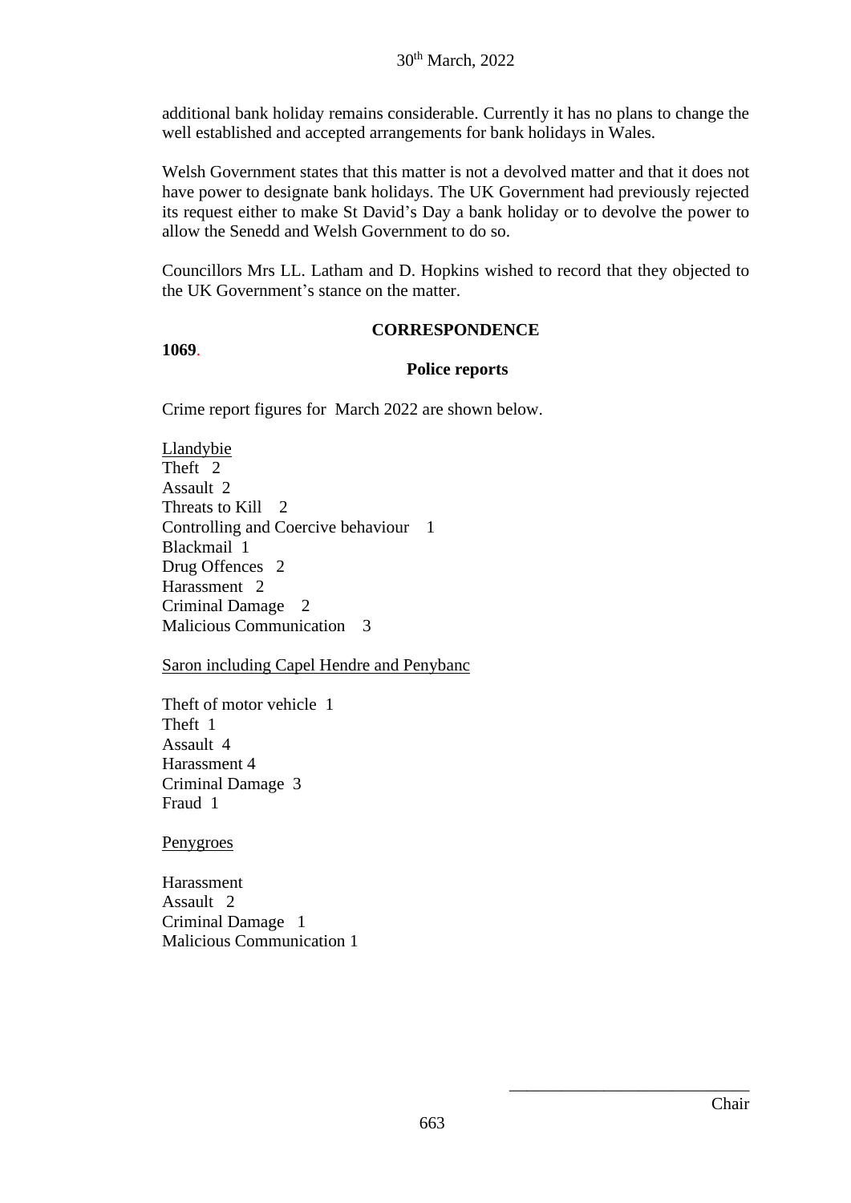additional bank holiday remains considerable. Currently it has no plans to change the well established and accepted arrangements for bank holidays in Wales.

Welsh Government states that this matter is not a devolved matter and that it does not have power to designate bank holidays. The UK Government had previously rejected its request either to make St David's Day a bank holiday or to devolve the power to allow the Senedd and Welsh Government to do so.

Councillors Mrs LL. Latham and D. Hopkins wished to record that they objected to the UK Government's stance on the matter.

## CORRESPONDENCE

**1069**.

**Police reports**

Crime report figures for March 2022 are shown below.

Llandybie
Theft 2
Assault 2
Threats to Kill 2
Controlling and Coercive behaviour 1
Blackmail 1
Drug Offences 2
Harassment 2
Criminal Damage 2
Malicious Communication 3

Saron including Capel Hendre and Penybanc

Theft of motor vehicle 1
Theft 1
Assault 4
Harassment 4
Criminal Damage 3
Fraud 1

Penygroes

Harassment
Assault 2
Criminal Damage 1
Malicious Communication 1

\_\_\_\_\_\_\_\_\_\_\_\_\_\_\_\_\_\_\_\_\_\_\_\_\_\_\_\_
Chair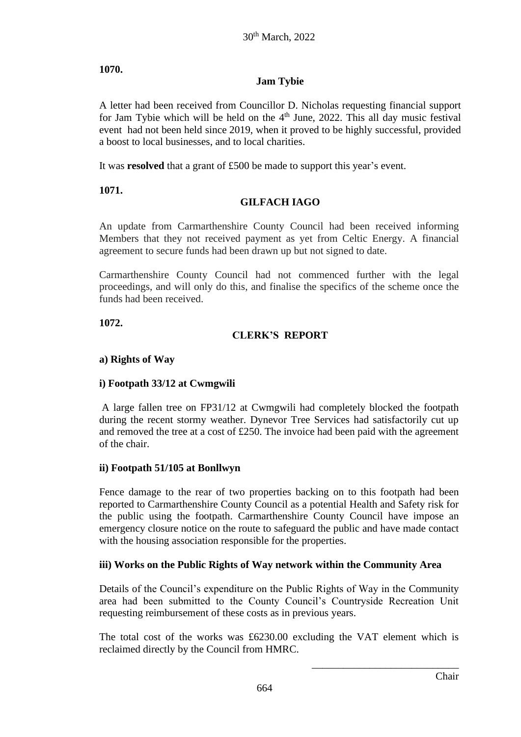30th March, 2022

**1070.**

## Jam Tybie

A letter had been received from Councillor D. Nicholas requesting financial support for Jam Tybie which will be held on the 4th June, 2022. This all day music festival event had not been held since 2019, when it proved to be highly successful, provided a boost to local businesses, and to local charities.

It was **resolved** that a grant of £500 be made to support this year's event.

**1071.**

## GILFACH IAGO

An update from Carmarthenshire County Council had been received informing Members that they not received payment as yet from Celtic Energy. A financial agreement to secure funds had been drawn up but not signed to date.

Carmarthenshire County Council had not commenced further with the legal proceedings, and will only do this, and finalise the specifics of the scheme once the funds had been received.

**1072.**

## CLERK'S REPORT

### a) Rights of Way

#### i) Footpath 33/12 at Cwmgwili

A large fallen tree on FP31/12 at Cwmgwili had completely blocked the footpath during the recent stormy weather. Dynevor Tree Services had satisfactorily cut up and removed the tree at a cost of £250. The invoice had been paid with the agreement of the chair.

#### ii) Footpath 51/105 at Bonllwyn

Fence damage to the rear of two properties backing on to this footpath had been reported to Carmarthenshire County Council as a potential Health and Safety risk for the public using the footpath. Carmarthenshire County Council have impose an emergency closure notice on the route to safeguard the public and have made contact with the housing association responsible for the properties.

#### iii) Works on the Public Rights of Way network within the Community Area

Details of the Council's expenditure on the Public Rights of Way in the Community area had been submitted to the County Council's Countryside Recreation Unit requesting reimbursement of these costs as in previous years.

The total cost of the works was £6230.00 excluding the VAT element which is reclaimed directly by the Council from HMRC.

\_\_\_\_\_\_\_\_\_\_\_\_\_\_\_\_\_\_\_\_\_\_\_\_\_\_\_\_
Chair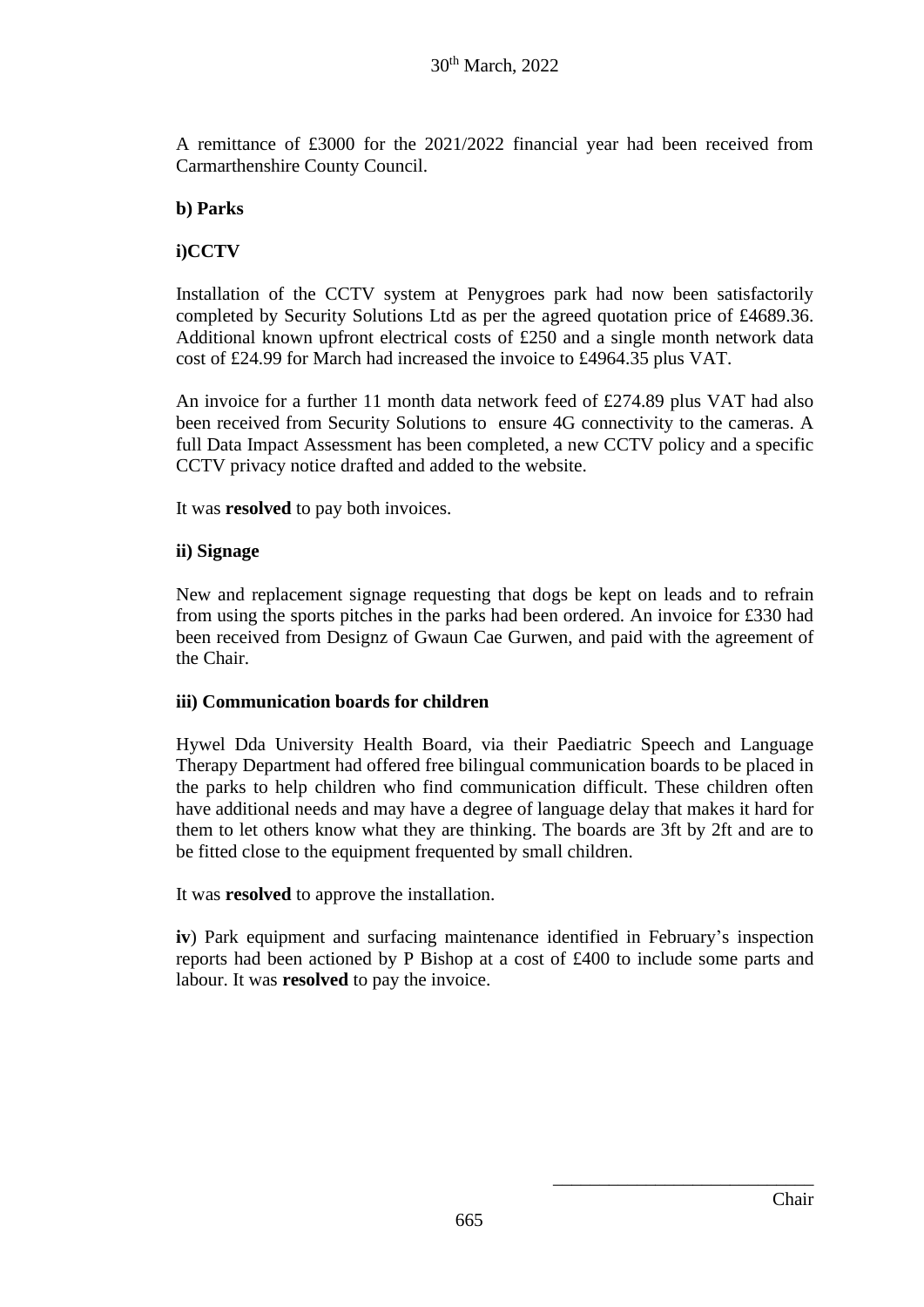A remittance of £3000 for the 2021/2022 financial year had been received from Carmarthenshire County Council.

**b) Parks**

**i)CCTV**

Installation of the CCTV system at Penygroes park had now been satisfactorily completed by Security Solutions Ltd as per the agreed quotation price of £4689.36. Additional known upfront electrical costs of £250 and a single month network data cost of £24.99 for March had increased the invoice to £4964.35 plus VAT.

An invoice for a further 11 month data network feed of £274.89 plus VAT had also been received from Security Solutions to ensure 4G connectivity to the cameras. A full Data Impact Assessment has been completed, a new CCTV policy and a specific CCTV privacy notice drafted and added to the website.

It was **resolved** to pay both invoices.

**ii) Signage**

New and replacement signage requesting that dogs be kept on leads and to refrain from using the sports pitches in the parks had been ordered. An invoice for £330 had been received from Designz of Gwaun Cae Gurwen, and paid with the agreement of the Chair.

**iii) Communication boards for children**

Hywel Dda University Health Board, via their Paediatric Speech and Language Therapy Department had offered free bilingual communication boards to be placed in the parks to help children who find communication difficult. These children often have additional needs and may have a degree of language delay that makes it hard for them to let others know what they are thinking. The boards are 3ft by 2ft and are to be fitted close to the equipment frequented by small children.

It was **resolved** to approve the installation.

**iv**) Park equipment and surfacing maintenance identified in February's inspection reports had been actioned by P Bishop at a cost of £400 to include some parts and labour. It was **resolved** to pay the invoice.

\_\_\_\_\_\_\_\_\_\_\_\_\_\_\_\_\_\_\_\_\_\_\_\_\_\_\_\_

Chair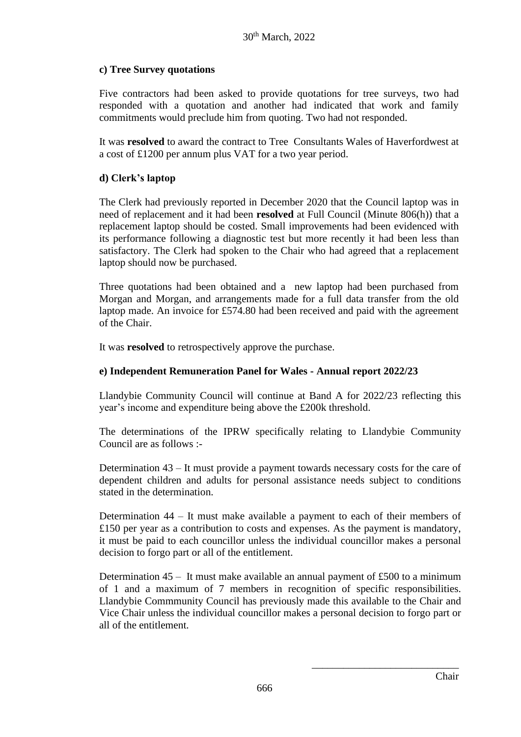**c) Tree Survey quotations**

Five contractors had been asked to provide quotations for tree surveys, two had responded with a quotation and another had indicated that work and family commitments would preclude him from quoting. Two had not responded.

It was **resolved** to award the contract to Tree Consultants Wales of Haverfordwest at a cost of £1200 per annum plus VAT for a two year period.

**d) Clerk's laptop**

The Clerk had previously reported in December 2020 that the Council laptop was in need of replacement and it had been **resolved** at Full Council (Minute 806(h)) that a replacement laptop should be costed. Small improvements had been evidenced with its performance following a diagnostic test but more recently it had been less than satisfactory. The Clerk had spoken to the Chair who had agreed that a replacement laptop should now be purchased.

Three quotations had been obtained and a new laptop had been purchased from Morgan and Morgan, and arrangements made for a full data transfer from the old laptop made. An invoice for £574.80 had been received and paid with the agreement of the Chair.

It was **resolved** to retrospectively approve the purchase.

**e) Independent Remuneration Panel for Wales - Annual report 2022/23**

Llandybie Community Council will continue at Band A for 2022/23 reflecting this year's income and expenditure being above the £200k threshold.

The determinations of the IPRW specifically relating to Llandybie Community Council are as follows :-

Determination 43 – It must provide a payment towards necessary costs for the care of dependent children and adults for personal assistance needs subject to conditions stated in the determination.

Determination 44 – It must make available a payment to each of their members of £150 per year as a contribution to costs and expenses. As the payment is mandatory, it must be paid to each councillor unless the individual councillor makes a personal decision to forgo part or all of the entitlement.

Determination 45 – It must make available an annual payment of £500 to a minimum of 1 and a maximum of 7 members in recognition of specific responsibilities. Llandybie Commmunity Council has previously made this available to the Chair and Vice Chair unless the individual councillor makes a personal decision to forgo part or all of the entitlement.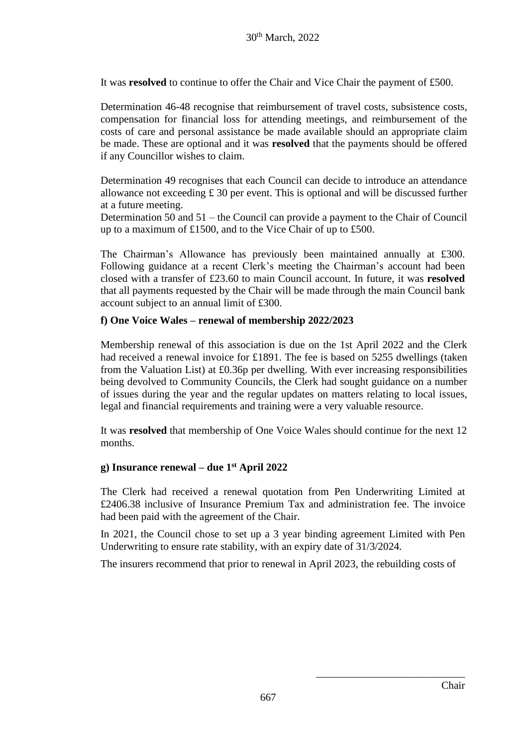It was **resolved** to continue to offer the Chair and Vice Chair the payment of £500.

Determination 46-48 recognise that reimbursement of travel costs, subsistence costs, compensation for financial loss for attending meetings, and reimbursement of the costs of care and personal assistance be made available should an appropriate claim be made. These are optional and it was **resolved** that the payments should be offered if any Councillor wishes to claim.

Determination 49 recognises that each Council can decide to introduce an attendance allowance not exceeding £ 30 per event. This is optional and will be discussed further at a future meeting.
Determination 50 and 51 – the Council can provide a payment to the Chair of Council up to a maximum of £1500, and to the Vice Chair of up to £500.

The Chairman's Allowance has previously been maintained annually at £300. Following guidance at a recent Clerk's meeting the Chairman's account had been closed with a transfer of £23.60 to main Council account. In future, it was **resolved** that all payments requested by the Chair will be made through the main Council bank account subject to an annual limit of £300.

**f) One Voice Wales – renewal of membership 2022/2023**

Membership renewal of this association is due on the 1st April 2022 and the Clerk had received a renewal invoice for £1891. The fee is based on 5255 dwellings (taken from the Valuation List) at £0.36p per dwelling. With ever increasing responsibilities being devolved to Community Councils, the Clerk had sought guidance on a number of issues during the year and the regular updates on matters relating to local issues, legal and financial requirements and training were a very valuable resource.

It was **resolved** that membership of One Voice Wales should continue for the next 12 months.

**g) Insurance renewal – due 1st April 2022**

The Clerk had received a renewal quotation from Pen Underwriting Limited at £2406.38 inclusive of Insurance Premium Tax and administration fee. The invoice had been paid with the agreement of the Chair.

In 2021, the Council chose to set up a 3 year binding agreement Limited with Pen Underwriting to ensure rate stability, with an expiry date of 31/3/2024.

The insurers recommend that prior to renewal in April 2023, the rebuilding costs of

\_\_\_\_\_\_\_\_\_\_\_\_\_\_\_\_\_\_\_\_\_\_\_\_\_\_\_\_
Chair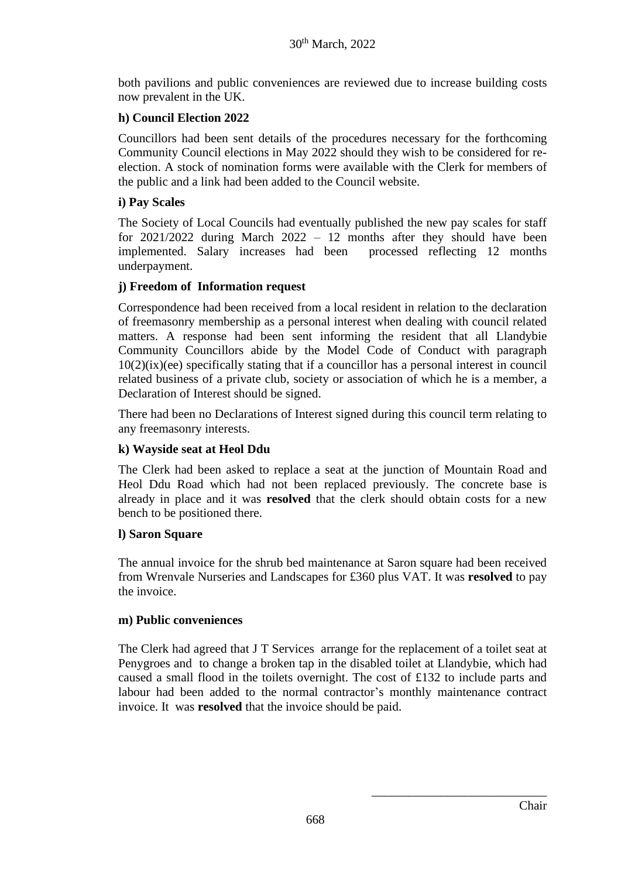both pavilions and public conveniences are reviewed due to increase building costs now prevalent in the UK.

**h) Council Election 2022**

Councillors had been sent details of the procedures necessary for the forthcoming Community Council elections in May 2022 should they wish to be considered for re-election. A stock of nomination forms were available with the Clerk for members of the public and a link had been added to the Council website.

**i) Pay Scales**

The Society of Local Councils had eventually published the new pay scales for staff for 2021/2022 during March 2022 – 12 months after they should have been implemented. Salary increases had been processed reflecting 12 months underpayment.

**j) Freedom of Information request**

Correspondence had been received from a local resident in relation to the declaration of freemasonry membership as a personal interest when dealing with council related matters. A response had been sent informing the resident that all Llandybie Community Councillors abide by the Model Code of Conduct with paragraph 10(2)(ix)(ee) specifically stating that if a councillor has a personal interest in council related business of a private club, society or association of which he is a member, a Declaration of Interest should be signed.

There had been no Declarations of Interest signed during this council term relating to any freemasonry interests.

**k) Wayside seat at Heol Ddu**

The Clerk had been asked to replace a seat at the junction of Mountain Road and Heol Ddu Road which had not been replaced previously. The concrete base is already in place and it was **resolved** that the clerk should obtain costs for a new bench to be positioned there.

**l) Saron Square**

The annual invoice for the shrub bed maintenance at Saron square had been received from Wrenvale Nurseries and Landscapes for £360 plus VAT. It was **resolved** to pay the invoice.

**m) Public conveniences**

The Clerk had agreed that J T Services arrange for the replacement of a toilet seat at Penygroes and to change a broken tap in the disabled toilet at Llandybie, which had caused a small flood in the toilets overnight. The cost of £132 to include parts and labour had been added to the normal contractor's monthly maintenance contract invoice. It was **resolved** that the invoice should be paid.

\_\_\_\_\_\_\_\_\_\_\_\_\_\_\_\_\_\_\_\_\_\_\_\_\_\_\_\_

Chair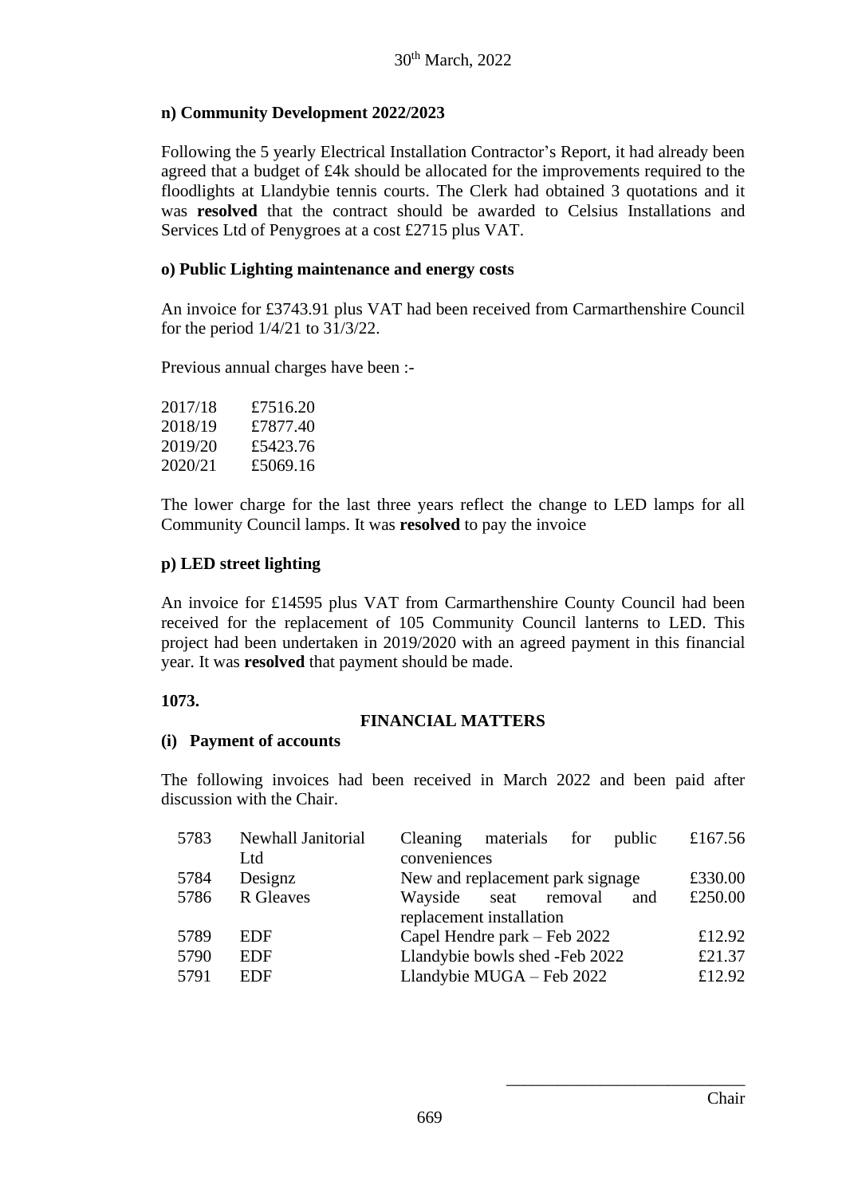**n) Community Development 2022/2023**

Following the 5 yearly Electrical Installation Contractor's Report, it had already been agreed that a budget of £4k should be allocated for the improvements required to the floodlights at Llandybie tennis courts. The Clerk had obtained 3 quotations and it was **resolved** that the contract should be awarded to Celsius Installations and Services Ltd of Penygroes at a cost £2715 plus VAT.

**o) Public Lighting maintenance and energy costs**

An invoice for £3743.91 plus VAT had been received from Carmarthenshire Council for the period 1/4/21 to 31/3/22.

Previous annual charges have been :-

| | |
|---|---|
| 2017/18 | £7516.20 |
| 2018/19 | £7877.40 |
| 2019/20 | £5423.76 |
| 2020/21 | £5069.16 |

The lower charge for the last three years reflect the change to LED lamps for all Community Council lamps. It was **resolved** to pay the invoice

**p) LED street lighting**

An invoice for £14595 plus VAT from Carmarthenshire County Council had been received for the replacement of 105 Community Council lanterns to LED. This project had been undertaken in 2019/2020 with an agreed payment in this financial year. It was **resolved** that payment should be made.

**1073.**

## FINANCIAL MATTERS

**(i) Payment of accounts**

The following invoices had been received in March 2022 and been paid after discussion with the Chair.

| | | | |
|---|---|---|---|
| 5783 | Newhall Janitorial Ltd | Cleaning materials for public conveniences | £167.56 |
| 5784 | Designz | New and replacement park signage | £330.00 |
| 5786 | R Gleaves | Wayside seat removal and replacement installation | £250.00 |
| 5789 | EDF | Capel Hendre park – Feb 2022 | £12.92 |
| 5790 | EDF | Llandybie bowls shed -Feb 2022 | £21.37 |
| 5791 | EDF | Llandybie MUGA – Feb 2022 | £12.92 |

\_\_\_\_\_\_\_\_\_\_\_\_\_\_\_\_\_\_\_\_\_\_\_\_\_\_\_\_

Chair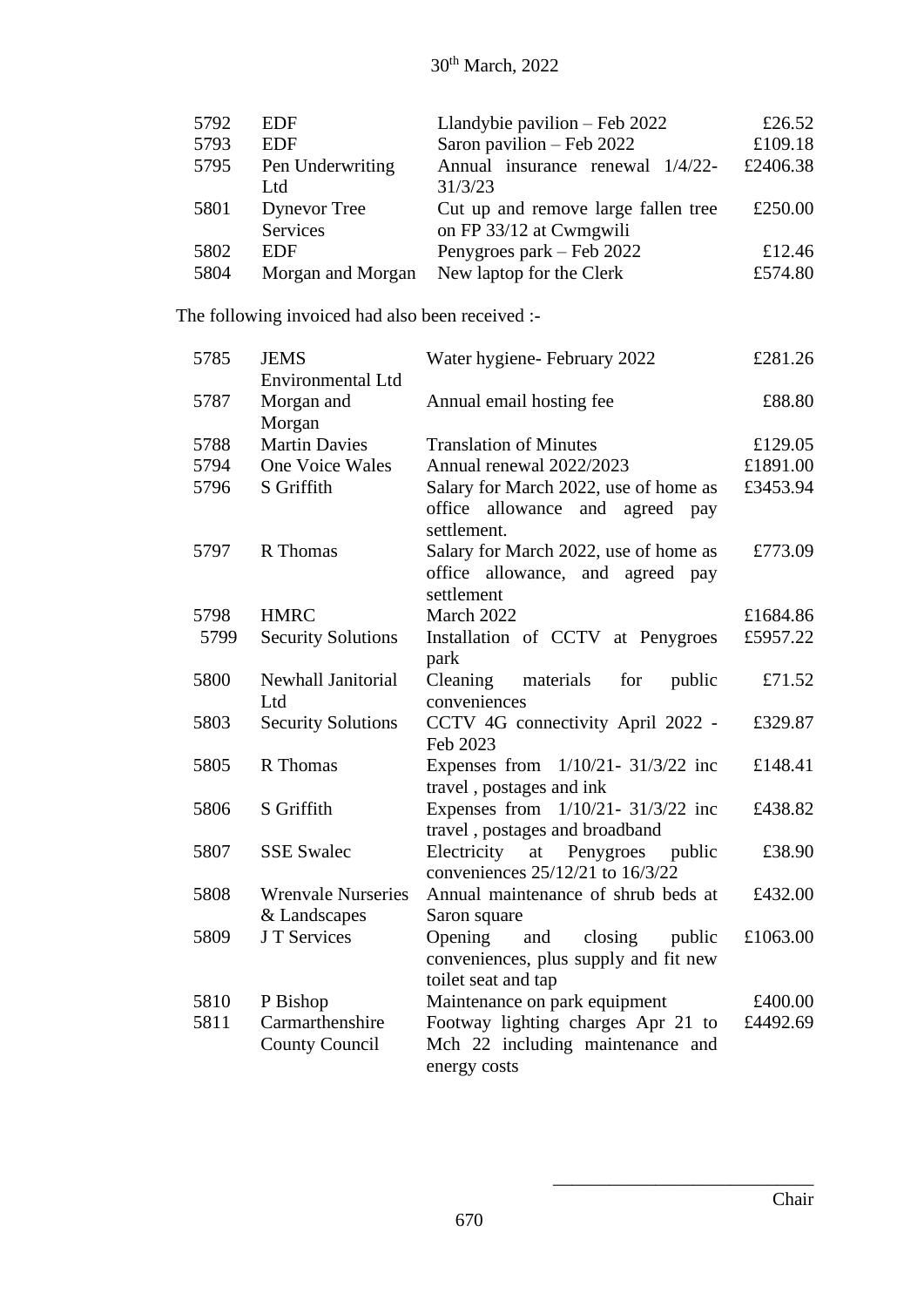30th March, 2022

| | | | |
|---|---|---|---|
| 5792 | EDF | Llandybie pavilion – Feb 2022 | £26.52 |
| 5793 | EDF | Saron pavilion – Feb 2022 | £109.18 |
| 5795 | Pen Underwriting Ltd | Annual insurance renewal 1/4/22-31/3/23 | £2406.38 |
| 5801 | Dynevor Tree Services | Cut up and remove large fallen tree on FP 33/12 at Cwmgwili | £250.00 |
| 5802 | EDF | Penygroes park – Feb 2022 | £12.46 |
| 5804 | Morgan and Morgan | New laptop for the Clerk | £574.80 |

The following invoiced had also been received :-

| | | | |
|---|---|---|---|
| 5785 | JEMS Environmental Ltd | Water hygiene- February 2022 | £281.26 |
| 5787 | Morgan and Morgan | Annual email hosting fee | £88.80 |
| 5788 | Martin Davies | Translation of Minutes | £129.05 |
| 5794 | One Voice Wales | Annual renewal 2022/2023 | £1891.00 |
| 5796 | S Griffith | Salary for March 2022, use of home as office allowance and agreed pay settlement. | £3453.94 |
| 5797 | R Thomas | Salary for March 2022, use of home as office allowance, and agreed pay settlement | £773.09 |
| 5798 | HMRC | March 2022 | £1684.86 |
| 5799 | Security Solutions | Installation of CCTV at Penygroes park | £5957.22 |
| 5800 | Newhall Janitorial Ltd | Cleaning materials for public conveniences | £71.52 |
| 5803 | Security Solutions | CCTV 4G connectivity April 2022 - Feb 2023 | £329.87 |
| 5805 | R Thomas | Expenses from 1/10/21- 31/3/22 inc travel , postages and ink | £148.41 |
| 5806 | S Griffith | Expenses from 1/10/21- 31/3/22 inc travel , postages and broadband | £438.82 |
| 5807 | SSE Swalec | Electricity at Penygroes public conveniences 25/12/21 to 16/3/22 | £38.90 |
| 5808 | Wrenvale Nurseries & Landscapes | Annual maintenance of shrub beds at Saron square | £432.00 |
| 5809 | J T Services | Opening and closing public conveniences, plus supply and fit new toilet seat and tap | £1063.00 |
| 5810 | P Bishop | Maintenance on park equipment | £400.00 |
| 5811 | Carmarthenshire County Council | Footway lighting charges Apr 21 to Mch 22 including maintenance and energy costs | £4492.69 |

\_\_\_\_\_\_\_\_\_\_\_\_\_\_\_\_\_\_\_\_\_\_\_\_\_\_\_\_

Chair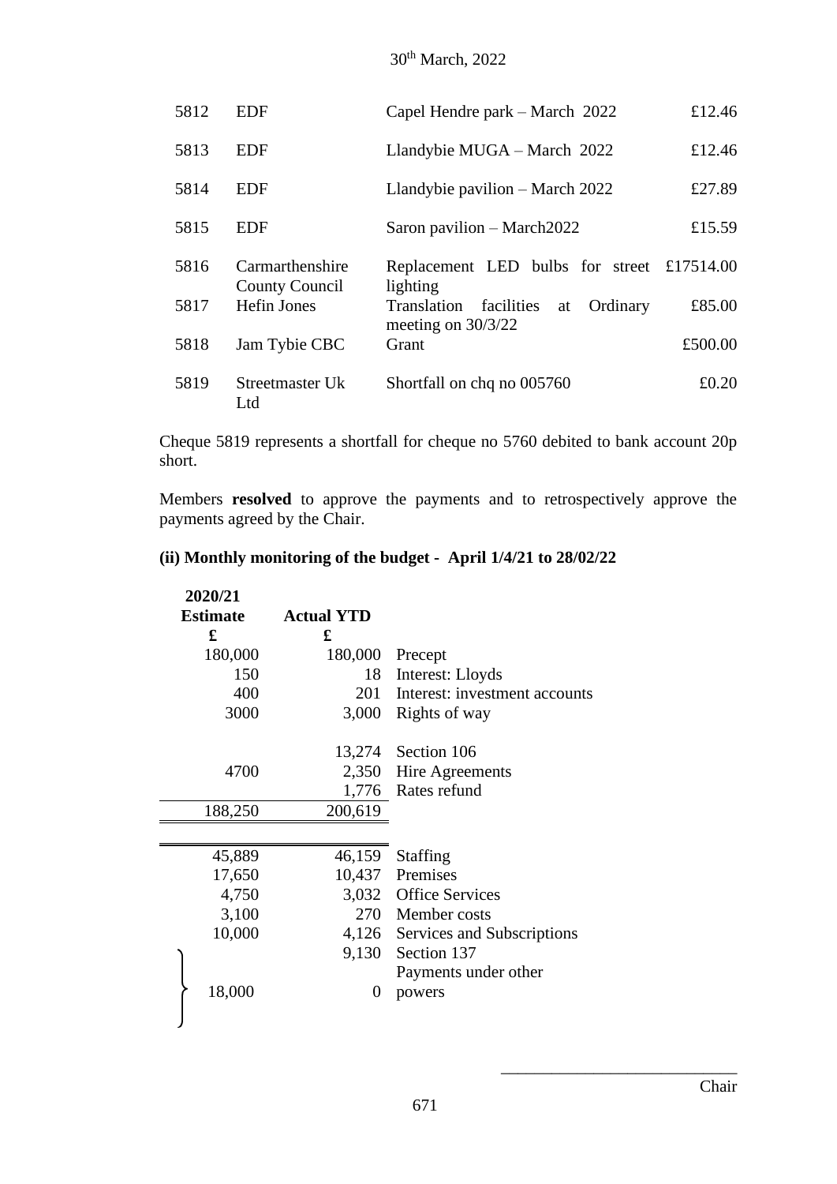30th March, 2022

| | | | |
|---|---|---|---|
| 5812 | EDF | Capel Hendre park – March 2022 | £12.46 |
| 5813 | EDF | Llandybie MUGA – March 2022 | £12.46 |
| 5814 | EDF | Llandybie pavilion – March 2022 | £27.89 |
| 5815 | EDF | Saron pavilion – March2022 | £15.59 |
| 5816 | Carmarthenshire County Council | Replacement LED bulbs for street lighting | £17514.00 |
| 5817 | Hefin Jones | Translation facilities at Ordinary meeting on 30/3/22 | £85.00 |
| 5818 | Jam Tybie CBC | Grant | £500.00 |
| 5819 | Streetmaster Uk Ltd | Shortfall on chq no 005760 | £0.20 |

Cheque 5819 represents a shortfall for cheque no 5760 debited to bank account 20p short.

Members **resolved** to approve the payments and to retrospectively approve the payments agreed by the Chair.

### (ii) Monthly monitoring of the budget - April 1/4/21 to 28/02/22

| 2020/21 Estimate £ | Actual YTD £ | |
|---|---|---|
| 180,000 | 180,000 | Precept |
| 150 | 18 | Interest: Lloyds |
| 400 | 201 | Interest: investment accounts |
| 3000 | 3,000 | Rights of way |
| | 13,274 | Section 106 |
| 4700 | 2,350 | Hire Agreements |
| | 1,776 | Rates refund |
| 188,250 | 200,619 | |
| 45,889 | 46,159 | Staffing |
| 17,650 | 10,437 | Premises |
| 4,750 | 3,032 | Office Services |
| 3,100 | 270 | Member costs |
| 10,000 | 4,126 | Services and Subscriptions |
| | 9,130 | Section 137 |
| 18,000 | 0 | Payments under other powers |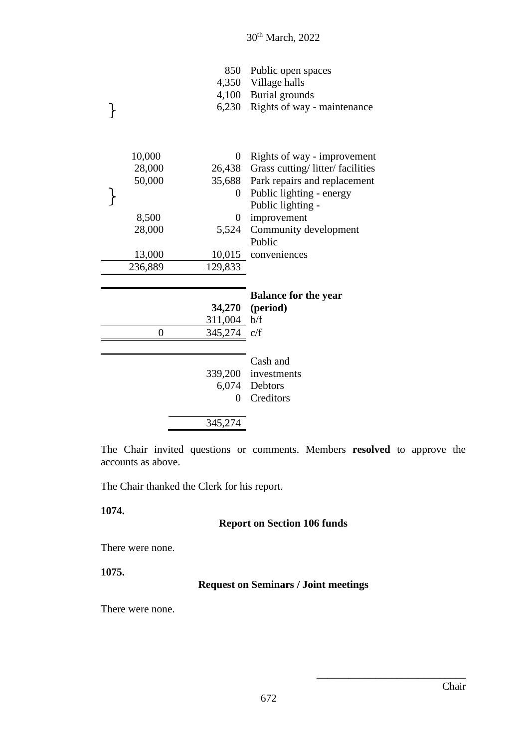| Budget | Actual | Item |
|---|---|---|
| | 850 | Public open spaces |
| | 4,350 | Village halls |
| | 4,100 | Burial grounds |
| } | 6,230 | Rights of way - maintenance |
| 10,000 | 0 | Rights of way - improvement |
| 28,000 | 26,438 | Grass cutting/ litter/ facilities |
| 50,000 | 35,688 | Park repairs and replacement |
| } | 0 | Public lighting - energy |
| 8,500 | 0 | Public lighting - improvement |
| 28,000 | 5,524 | Community development |
| 13,000 | 10,015 | Public conveniences |
| 236,889 | 129,833 | |
| | **34,270** | **Balance for the year (period)** |
| | 311,004 | b/f |
| 0 | 345,274 | c/f |
| | 339,200 | Cash and investments |
| | 6,074 | Debtors |
| | 0 | Creditors |
| | 345,274 | |

The Chair invited questions or comments. Members **resolved** to approve the accounts as above.

The Chair thanked the Clerk for his report.

**1074.**

**Report on Section 106 funds**

There were none.

**1075.**

**Request on Seminars / Joint meetings**

There were none.

\_\_\_\_\_\_\_\_\_\_\_\_\_\_\_\_\_\_\_\_\_\_\_\_\_\_\_\_\_\_

Chair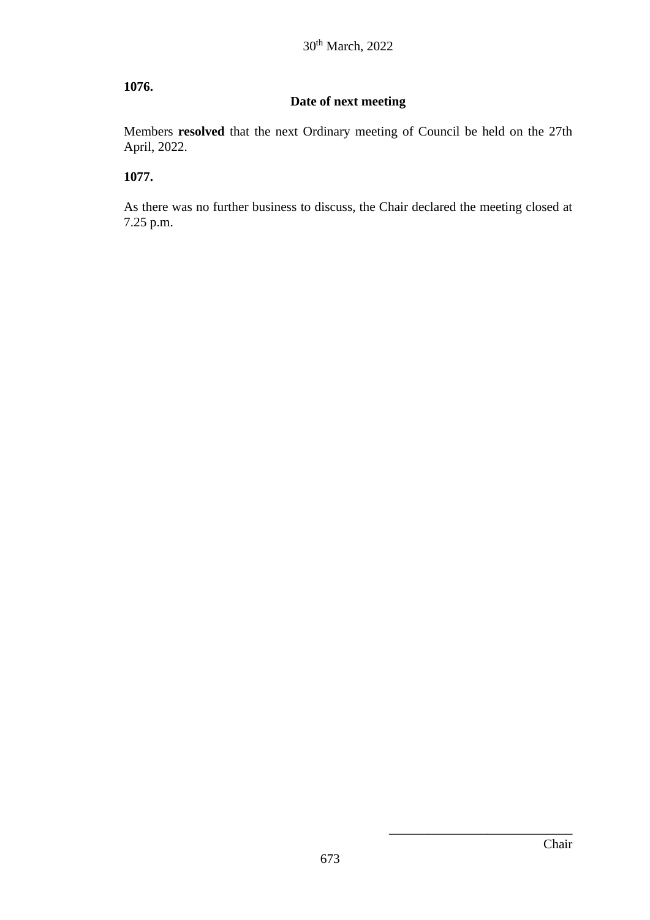**1076.**

**Date of next meeting**

Members **resolved** that the next Ordinary meeting of Council be held on the 27th April, 2022.

**1077.**

As there was no further business to discuss, the Chair declared the meeting closed at 7.25 p.m.

\_\_\_\_\_\_\_\_\_\_\_\_\_\_\_\_\_\_\_\_\_\_\_\_\_\_\_\_

Chair